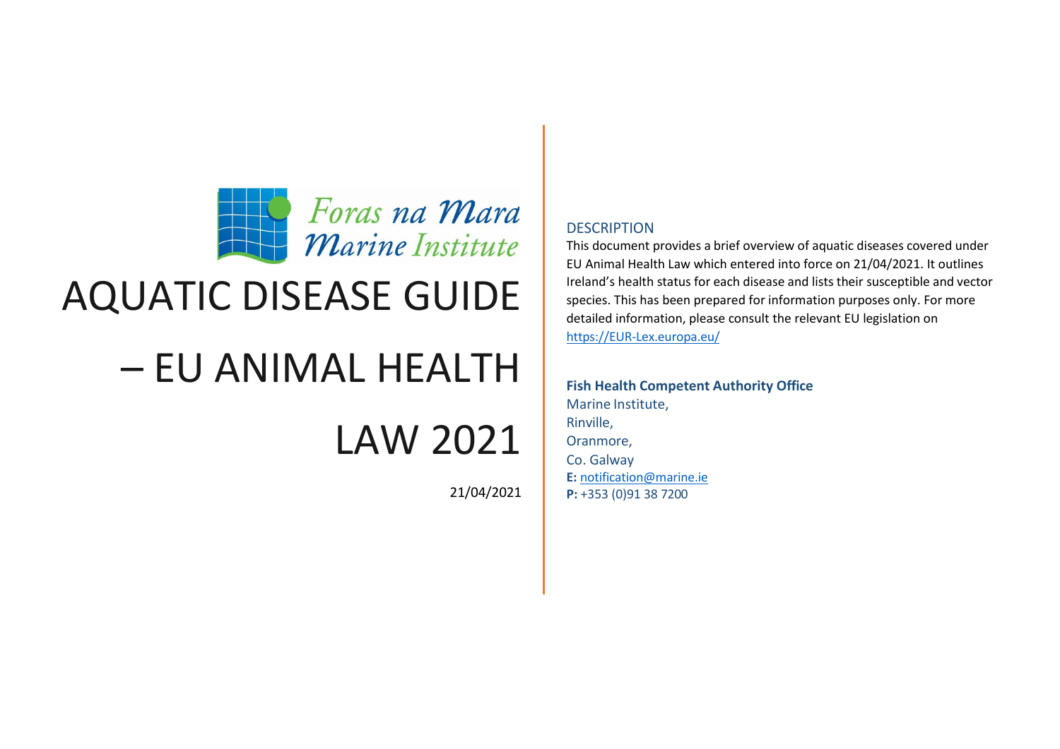Foras na Mara
Marine Institute

# AQUATIC DISEASE GUIDE – EU ANIMAL HEALTH LAW 2021

21/04/2021

## DESCRIPTION

This document provides a brief overview of aquatic diseases covered under EU Animal Health Law which entered into force on 21/04/2021. It outlines Ireland's health status for each disease and lists their susceptible and vector species. This has been prepared for information purposes only. For more detailed information, please consult the relevant EU legislation on https://EUR-Lex.europa.eu/

**Fish Health Competent Authority Office**
Marine Institute,
Rinville,
Oranmore,
Co. Galway
**E:** notification@marine.ie
**P:** +353 (0)91 38 7200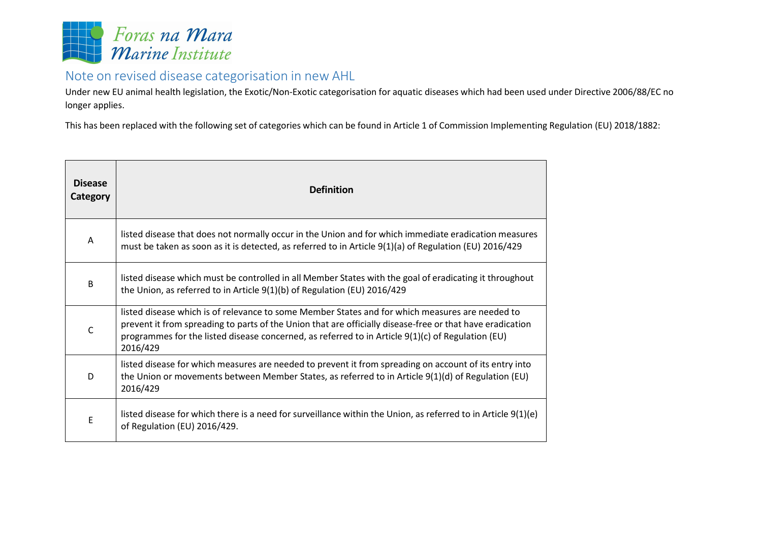Foras na Mara
Marine Institute

## Note on revised disease categorisation in new AHL

Under new EU animal health legislation, the Exotic/Non-Exotic categorisation for aquatic diseases which had been used under Directive 2006/88/EC no longer applies.

This has been replaced with the following set of categories which can be found in Article 1 of Commission Implementing Regulation (EU) 2018/1882:

| Disease Category | Definition |
|---|---|
| A | listed disease that does not normally occur in the Union and for which immediate eradication measures must be taken as soon as it is detected, as referred to in Article 9(1)(a) of Regulation (EU) 2016/429 |
| B | listed disease which must be controlled in all Member States with the goal of eradicating it throughout the Union, as referred to in Article 9(1)(b) of Regulation (EU) 2016/429 |
| C | listed disease which is of relevance to some Member States and for which measures are needed to prevent it from spreading to parts of the Union that are officially disease-free or that have eradication programmes for the listed disease concerned, as referred to in Article 9(1)(c) of Regulation (EU) 2016/429 |
| D | listed disease for which measures are needed to prevent it from spreading on account of its entry into the Union or movements between Member States, as referred to in Article 9(1)(d) of Regulation (EU) 2016/429 |
| E | listed disease for which there is a need for surveillance within the Union, as referred to in Article 9(1)(e) of Regulation (EU) 2016/429. |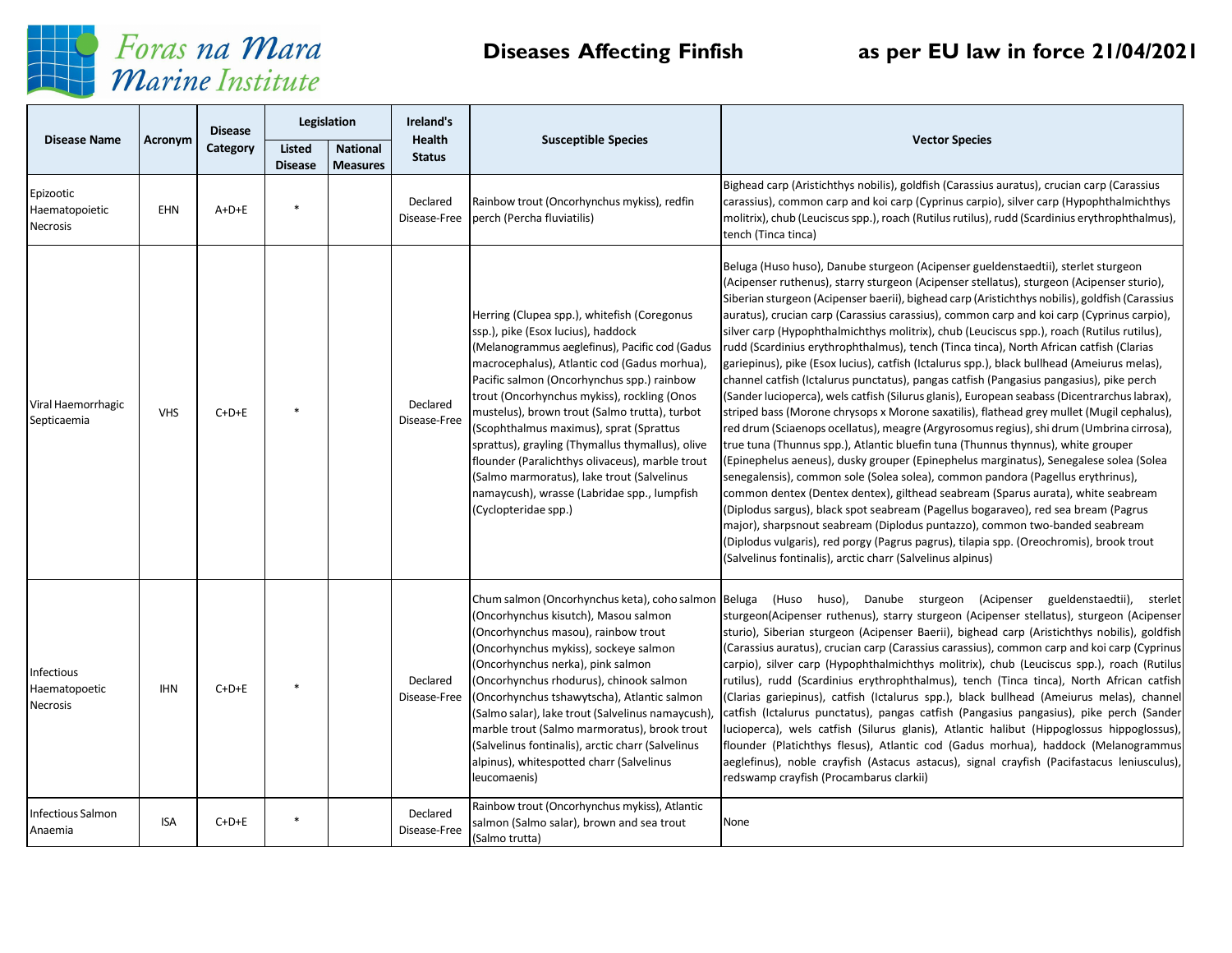Foras na Mara Marine Institute

# Diseases Affecting Finfish as per EU law in force 21/04/2021

| Disease Name | Acronym | Disease Category | Legislation | | Ireland's Health Status | Susceptible Species | Vector Species |
|---|---|---|---|---|---|---|---|
| | | | Listed Disease | National Measures | | | |
| Epizootic Haematopoietic Necrosis | EHN | A+D+E | * | | Declared Disease-Free | Rainbow trout (Oncorhynchus mykiss), redfin perch (Percha fluviatilis) | Bighead carp (Aristichthys nobilis), goldfish (Carassius auratus), crucian carp (Carassius carassius), common carp and koi carp (Cyprinus carpio), silver carp (Hypophthalmichthys molitrix), chub (Leuciscus spp.), roach (Rutilus rutilus), rudd (Scardinius erythrophthalmus), tench (Tinca tinca) |
| Viral Haemorrhagic Septicaemia | VHS | C+D+E | * | | Declared Disease-Free | Herring (Clupea spp.), whitefish (Coregonus ssp.), pike (Esox lucius), haddock (Melanogrammus aeglefinus), Pacific cod (Gadus macrocephalus), Atlantic cod (Gadus morhua), Pacific salmon (Oncorhynchus spp.) rainbow trout (Oncorhynchus mykiss), rockling (Onos mustelus), brown trout (Salmo trutta), turbot (Scophthalmus maximus), sprat (Sprattus sprattus), grayling (Thymallus thymallus), olive flounder (Paralichthys olivaceus), marble trout (Salmo marmoratus), lake trout (Salvelinus namaycush), wrasse (Labridae spp., lumpfish (Cyclopteridae spp.) | Beluga (Huso huso), Danube sturgeon (Acipenser gueldenstaedtii), sterlet sturgeon (Acipenser ruthenus), starry sturgeon (Acipenser stellatus), sturgeon (Acipenser sturio), Siberian sturgeon (Acipenser baerii), bighead carp (Aristichthys nobilis), goldfish (Carassius auratus), crucian carp (Carassius carassius), common carp and koi carp (Cyprinus carpio), silver carp (Hypophthalmichthys molitrix), chub (Leuciscus spp.), roach (Rutilus rutilus), rudd (Scardinius erythrophthalmus), tench (Tinca tinca), North African catfish (Clarias gariepinus), pike (Esox lucius), catfish (Ictalurus spp.), black bullhead (Ameiurus melas), channel catfish (Ictalurus punctatus), pangas catfish (Pangasius pangasius), pike perch (Sander lucioperca), wels catfish (Silurus glanis), European seabass (Dicentrarchus labrax), striped bass (Morone chrysops x Morone saxatilis), flathead grey mullet (Mugil cephalus), red drum (Sciaenops ocellatus), meagre (Argyrosomus regius), shi drum (Umbrina cirrosa), true tuna (Thunnus spp.), Atlantic bluefin tuna (Thunnus thynnus), white grouper (Epinephelus aeneus), dusky grouper (Epinephelus marginatus), Senegalese solea (Solea senegalensis), common sole (Solea solea), common pandora (Pagellus erythrinus), common dentex (Dentex dentex), gilthead seabream (Sparus aurata), white seabream (Diplodus sargus), black spot seabream (Pagellus bogaraveo), red sea bream (Pagrus major), sharpsnout seabream (Diplodus puntazzo), common two-banded seabream (Diplodus vulgaris), red porgy (Pagrus pagrus), tilapia spp. (Oreochromis), brook trout (Salvelinus fontinalis), arctic charr (Salvelinus alpinus) |
| Infectious Haematopoetic Necrosis | IHN | C+D+E | * | | Declared Disease-Free | Chum salmon (Oncorhynchus keta), coho salmon (Oncorhynchus kisutch), Masou salmon (Oncorhynchus masou), rainbow trout (Oncorhynchus mykiss), sockeye salmon (Oncorhynchus nerka), pink salmon (Oncorhynchus rhodurus), chinook salmon (Oncorhynchus tshawytscha), Atlantic salmon (Salmo salar), lake trout (Salvelinus namaycush), marble trout (Salmo marmoratus), brook trout (Salvelinus fontinalis), arctic charr (Salvelinus alpinus), whitespotted charr (Salvelinus leucomaenis) | Beluga (Huso huso), Danube sturgeon (Acipenser gueldenstaedtii), sterlet sturgeon(Acipenser ruthenus), starry sturgeon (Acipenser stellatus), sturgeon (Acipenser sturio), Siberian sturgeon (Acipenser Baerii), bighead carp (Aristichthys nobilis), goldfish (Carassius auratus), crucian carp (Carassius carassius), common carp and koi carp (Cyprinus carpio), silver carp (Hypophthalmichthys molitrix), chub (Leuciscus spp.), roach (Rutilus rutilus), rudd (Scardinius erythrophthalmus), tench (Tinca tinca), North African catfish (Clarias gariepinus), catfish (Ictalurus spp.), black bullhead (Ameiurus melas), channel catfish (Ictalurus punctatus), pangas catfish (Pangasius pangasius), pike perch (Sander lucioperca), wels catfish (Silurus glanis), Atlantic halibut (Hippoglossus hippoglossus), flounder (Platichthys flesus), Atlantic cod (Gadus morhua), haddock (Melanogrammus aeglefinus), noble crayfish (Astacus astacus), signal crayfish (Pacifastacus leniusculus), redswamp crayfish (Procambarus clarkii) |
| Infectious Salmon Anaemia | ISA | C+D+E | * | | Declared Disease-Free | Rainbow trout (Oncorhynchus mykiss), Atlantic salmon (Salmo salar), brown and sea trout (Salmo trutta) | None |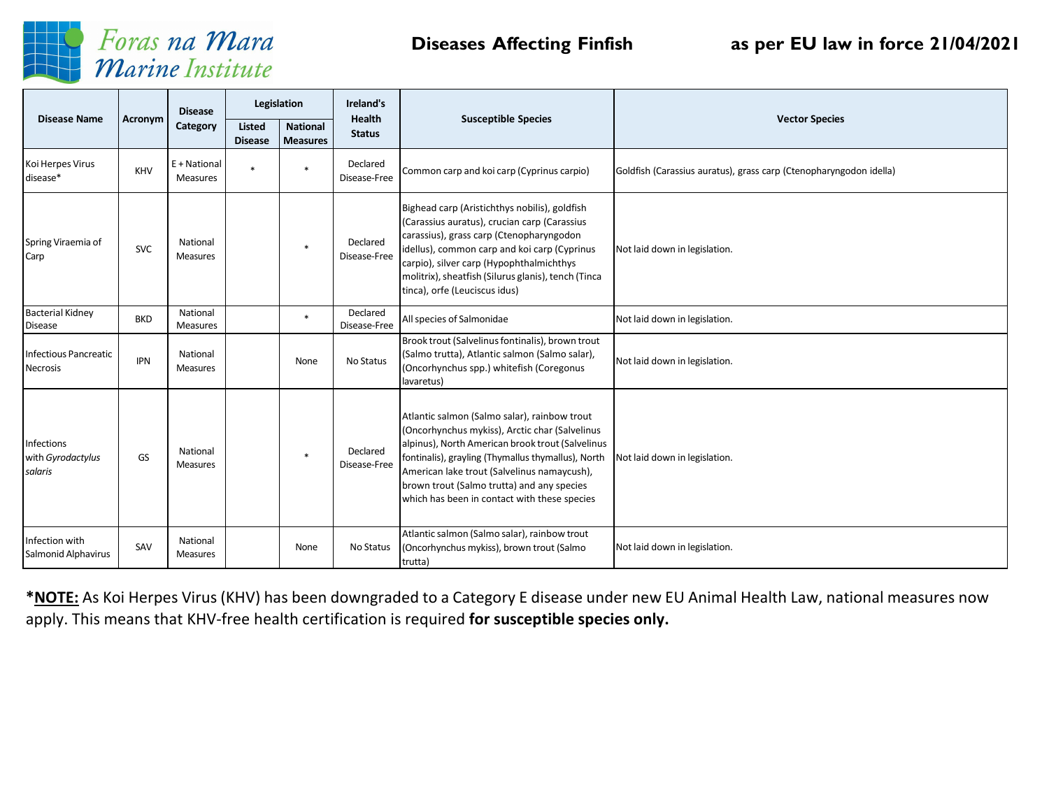# Diseases Affecting Finfish — as per EU law in force 21/04/2021

Foras na Mara
Marine Institute

| Disease Name | Acronym | Disease Category | Legislation | | Ireland's Health Status | Susceptible Species | Vector Species |
|---|---|---|---|---|---|---|---|
| | | | Listed Disease | National Measures | | | |
| Koi Herpes Virus disease* | KHV | E + National Measures | * | * | Declared Disease-Free | Common carp and koi carp (Cyprinus carpio) | Goldfish (Carassius auratus), grass carp (Ctenopharyngodon idella) |
| Spring Viraemia of Carp | SVC | National Measures | | * | Declared Disease-Free | Bighead carp (Aristichthys nobilis), goldfish (Carassius auratus), crucian carp (Carassius carassius), grass carp (Ctenopharyngodon idellus), common carp and koi carp (Cyprinus carpio), silver carp (Hypophthalmichthys molitrix), sheatfish (Silurus glanis), tench (Tinca tinca), orfe (Leuciscus idus) | Not laid down in legislation. |
| Bacterial Kidney Disease | BKD | National Measures | | * | Declared Disease-Free | All species of Salmonidae | Not laid down in legislation. |
| Infectious Pancreatic Necrosis | IPN | National Measures | | None | No Status | Brook trout (Salvelinus fontinalis), brown trout (Salmo trutta), Atlantic salmon (Salmo salar), (Oncorhynchus spp.) whitefish (Coregonus lavaretus) | Not laid down in legislation. |
| Infections with *Gyrodactylus salaris* | GS | National Measures | | * | Declared Disease-Free | Atlantic salmon (Salmo salar), rainbow trout (Oncorhynchus mykiss), Arctic char (Salvelinus alpinus), North American brook trout (Salvelinus fontinalis), grayling (Thymallus thymallus), North American lake trout (Salvelinus namaycush), brown trout (Salmo trutta) and any species which has been in contact with these species | Not laid down in legislation. |
| Infection with Salmonid Alphavirus | SAV | National Measures | | None | No Status | Atlantic salmon (Salmo salar), rainbow trout (Oncorhynchus mykiss), brown trout (Salmo trutta) | Not laid down in legislation. |

***NOTE:** As Koi Herpes Virus (KHV) has been downgraded to a Category E disease under new EU Animal Health Law, national measures now apply. This means that KHV-free health certification is required **for susceptible species only.**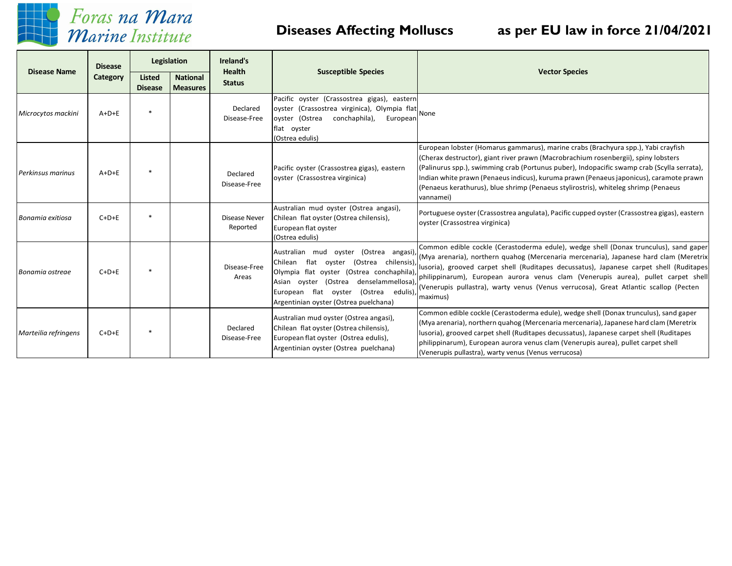# Diseases Affecting Molluscs as per EU law in force 21/04/2021

Foras na Mara Marine Institute

| Disease Name | Disease Category | Legislation | | Ireland's Health Status | Susceptible Species | Vector Species |
|---|---|---|---|---|---|---|
| | | Listed Disease | National Measures | | | |
| *Microcytos mackini* | A+D+E | * | | Declared Disease-Free | Pacific oyster (Crassostrea gigas), eastern oyster (Crassostrea virginica), Olympia flat oyster (Ostrea conchaphila), European flat oyster (Ostrea edulis) | None |
| *Perkinsus marinus* | A+D+E | * | | Declared Disease-Free | Pacific oyster (Crassostrea gigas), eastern oyster (Crassostrea virginica) | European lobster (Homarus gammarus), marine crabs (Brachyura spp.), Yabi crayfish (Cherax destructor), giant river prawn (Macrobrachium rosenbergii), spiny lobsters (Palinurus spp.), swimming crab (Portunus puber), Indopacific swamp crab (Scylla serrata), Indian white prawn (Penaeus indicus), kuruma prawn (Penaeus japonicus), caramote prawn (Penaeus kerathurus), blue shrimp (Penaeus stylirostris), whiteleg shrimp (Penaeus vannamei) |
| *Bonamia exitiosa* | C+D+E | * | | Disease Never Reported | Australian mud oyster (Ostrea angasi), Chilean flat oyster (Ostrea chilensis), European flat oyster (Ostrea edulis) | Portuguese oyster (Crassostrea angulata), Pacific cupped oyster (Crassostrea gigas), eastern oyster (Crassostrea virginica) |
| *Bonamia ostreae* | C+D+E | * | | Disease-Free Areas | Australian mud oyster (Ostrea angasi), Chilean flat oyster (Ostrea chilensis), Olympia flat oyster (Ostrea conchaphila), Asian oyster (Ostrea denselammellosa), European flat oyster (Ostrea edulis), Argentinian oyster (Ostrea puelchana) | Common edible cockle (Cerastoderma edule), wedge shell (Donax trunculus), sand gaper (Mya arenaria), northern quahog (Mercenaria mercenaria), Japanese hard clam (Meretrix lusoria), grooved carpet shell (Ruditapes decussatus), Japanese carpet shell (Ruditapes philippinarum), European aurora venus clam (Venerupis aurea), pullet carpet shell (Venerupis pullastra), warty venus (Venus verrucosa), Great Atlantic scallop (Pecten maximus) |
| *Marteilia refringens* | C+D+E | * | | Declared Disease-Free | Australian mud oyster (Ostrea angasi), Chilean flat oyster (Ostrea chilensis), European flat oyster (Ostrea edulis), Argentinian oyster (Ostrea puelchana) | Common edible cockle (Cerastoderma edule), wedge shell (Donax trunculus), sand gaper (Mya arenaria), northern quahog (Mercenaria mercenaria), Japanese hard clam (Meretrix lusoria), grooved carpet shell (Ruditapes decussatus), Japanese carpet shell (Ruditapes philippinarum), European aurora venus clam (Venerupis aurea), pullet carpet shell (Venerupis pullastra), warty venus (Venus verrucosa) |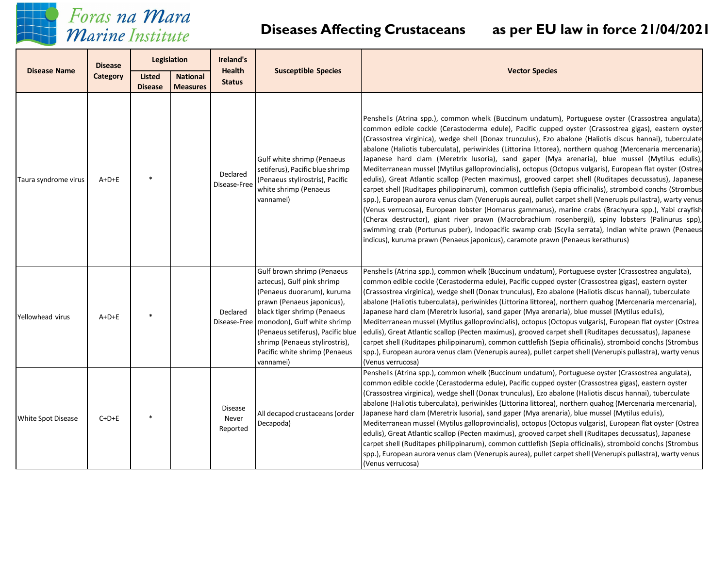Foras na Mara
Marine Institute

# Diseases Affecting Crustaceans as per EU law in force 21/04/2021

| Disease Name | Disease Category | Legislation | | Ireland's Health Status | Susceptible Species | Vector Species |
|---|---|---|---|---|---|---|
| | | Listed Disease | National Measures | | | |
| Taura syndrome virus | A+D+E | * | | Declared Disease-Free | Gulf white shrimp (Penaeus setiferus), Pacific blue shrimp (Penaeus stylirostris), Pacific white shrimp (Penaeus vannamei) | Penshells (Atrina spp.), common whelk (Buccinum undatum), Portuguese oyster (Crassostrea angulata), common edible cockle (Cerastoderma edule), Pacific cupped oyster (Crassostrea gigas), eastern oyster (Crassostrea virginica), wedge shell (Donax trunculus), Ezo abalone (Haliotis discus hannai), tuberculate abalone (Haliotis tuberculata), periwinkles (Littorina littorea), northern quahog (Mercenaria mercenaria), Japanese hard clam (Meretrix lusoria), sand gaper (Mya arenaria), blue mussel (Mytilus edulis), Mediterranean mussel (Mytilus galloprovincialis), octopus (Octopus vulgaris), European flat oyster (Ostrea edulis), Great Atlantic scallop (Pecten maximus), grooved carpet shell (Ruditapes decussatus), Japanese carpet shell (Ruditapes philippinarum), common cuttlefish (Sepia officinalis), stromboid conchs (Strombus spp.), European aurora venus clam (Venerupis aurea), pullet carpet shell (Venerupis pullastra), warty venus (Venus verrucosa), European lobster (Homarus gammarus), marine crabs (Brachyura spp.), Yabi crayfish (Cherax destructor), giant river prawn (Macrobrachium rosenbergii), spiny lobsters (Palinurus spp), swimming crab (Portunus puber), Indopacific swamp crab (Scylla serrata), Indian white prawn (Penaeus indicus), kuruma prawn (Penaeus japonicus), caramote prawn (Penaeus kerathurus) |
| Yellowhead virus | A+D+E | * | | Declared Disease-Free | Gulf brown shrimp (Penaeus aztecus), Gulf pink shrimp (Penaeus duorarum), kuruma prawn (Penaeus japonicus), black tiger shrimp (Penaeus monodon), Gulf white shrimp (Penaeus setiferus), Pacific blue shrimp (Penaeus stylirostris), Pacific white shrimp (Penaeus vannamei) | Penshells (Atrina spp.), common whelk (Buccinum undatum), Portuguese oyster (Crassostrea angulata), common edible cockle (Cerastoderma edule), Pacific cupped oyster (Crassostrea gigas), eastern oyster (Crassostrea virginica), wedge shell (Donax trunculus), Ezo abalone (Haliotis discus hannai), tuberculate abalone (Haliotis tuberculata), periwinkles (Littorina littorea), northern quahog (Mercenaria mercenaria), Japanese hard clam (Meretrix lusoria), sand gaper (Mya arenaria), blue mussel (Mytilus edulis), Mediterranean mussel (Mytilus galloprovincialis), octopus (Octopus vulgaris), European flat oyster (Ostrea edulis), Great Atlantic scallop (Pecten maximus), grooved carpet shell (Ruditapes decussatus), Japanese carpet shell (Ruditapes philippinarum), common cuttlefish (Sepia officinalis), stromboid conchs (Strombus spp.), European aurora venus clam (Venerupis aurea), pullet carpet shell (Venerupis pullastra), warty venus (Venus verrucosa) |
| White Spot Disease | C+D+E | * | | Disease Never Reported | All decapod crustaceans (order Decapoda) | Penshells (Atrina spp.), common whelk (Buccinum undatum), Portuguese oyster (Crassostrea angulata), common edible cockle (Cerastoderma edule), Pacific cupped oyster (Crassostrea gigas), eastern oyster (Crassostrea virginica), wedge shell (Donax trunculus), Ezo abalone (Haliotis discus hannai), tuberculate abalone (Haliotis tuberculata), periwinkles (Littorina littorea), northern quahog (Mercenaria mercenaria), Japanese hard clam (Meretrix lusoria), sand gaper (Mya arenaria), blue mussel (Mytilus edulis), Mediterranean mussel (Mytilus galloprovincialis), octopus (Octopus vulgaris), European flat oyster (Ostrea edulis), Great Atlantic scallop (Pecten maximus), grooved carpet shell (Ruditapes decussatus), Japanese carpet shell (Ruditapes philippinarum), common cuttlefish (Sepia officinalis), stromboid conchs (Strombus spp.), European aurora venus clam (Venerupis aurea), pullet carpet shell (Venerupis pullastra), warty venus (Venus verrucosa) |